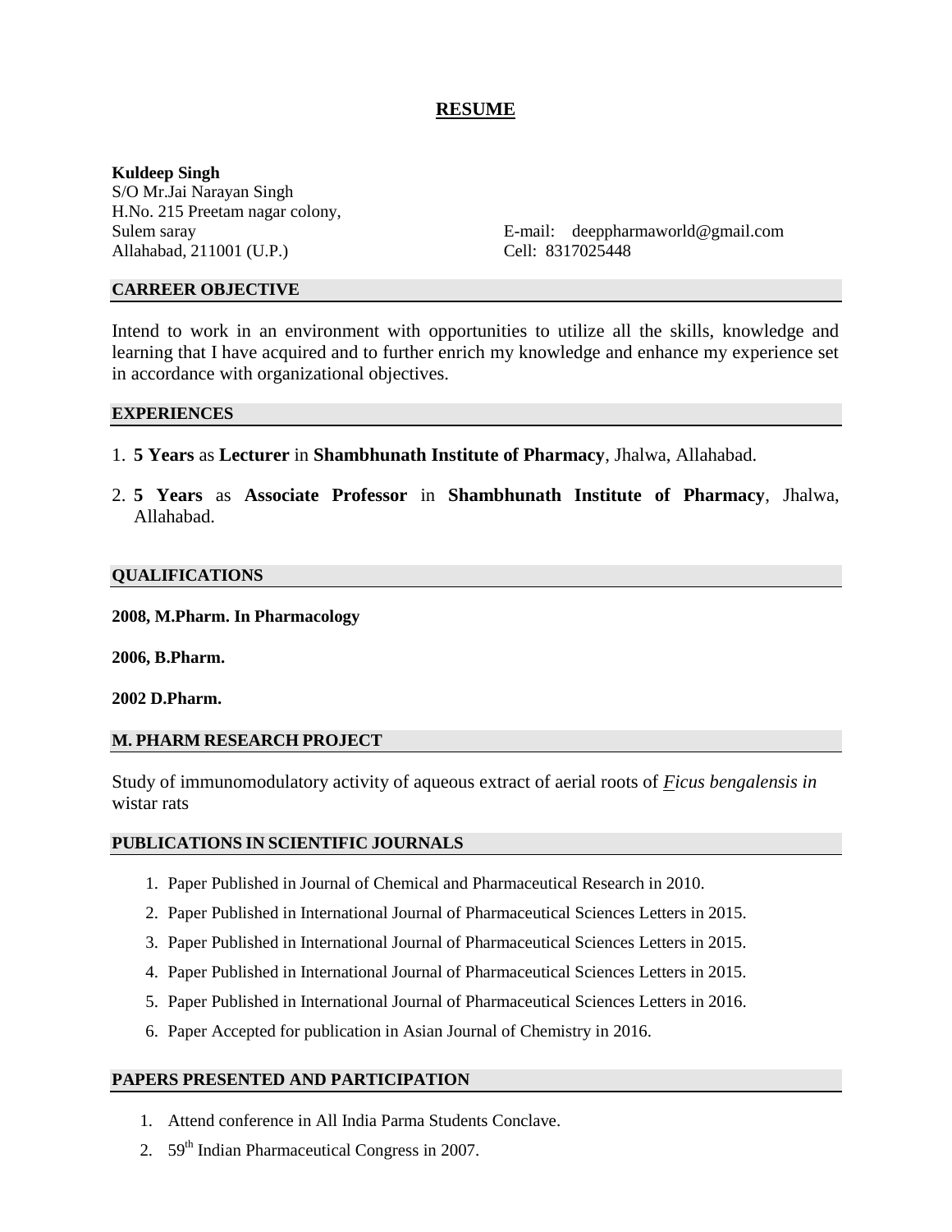# RESUME

**Kuldeep Singh**
S/O Mr.Jai Narayan Singh
H.No. 215 Preetam nagar colony,
Sulem saray
Allahabad, 211001 (U.P.)

E-mail: deeppharmaworld@gmail.com
Cell: 8317025448

## CARREER OBJECTIVE

Intend to work in an environment with opportunities to utilize all the skills, knowledge and learning that I have acquired and to further enrich my knowledge and enhance my experience set in accordance with organizational objectives.

## EXPERIENCES

1. **5 Years** as **Lecturer** in **Shambhunath Institute of Pharmacy**, Jhalwa, Allahabad.
2. **5 Years** as **Associate Professor** in **Shambhunath Institute of Pharmacy**, Jhalwa, Allahabad.

## QUALIFICATIONS

**2008, M.Pharm. In Pharmacology**

**2006, B.Pharm.**

**2002 D.Pharm.**

## M. PHARM RESEARCH PROJECT

Study of immunomodulatory activity of aqueous extract of aerial roots of *Ficus bengalensis in* wistar rats

## PUBLICATIONS IN SCIENTIFIC JOURNALS

1. Paper Published in Journal of Chemical and Pharmaceutical Research in 2010.
2. Paper Published in International Journal of Pharmaceutical Sciences Letters in 2015.
3. Paper Published in International Journal of Pharmaceutical Sciences Letters in 2015.
4. Paper Published in International Journal of Pharmaceutical Sciences Letters in 2015.
5. Paper Published in International Journal of Pharmaceutical Sciences Letters in 2016.
6. Paper Accepted for publication in Asian Journal of Chemistry in 2016.

## PAPERS PRESENTED AND PARTICIPATION

1. Attend conference in All India Parma Students Conclave.
2. 59th Indian Pharmaceutical Congress in 2007.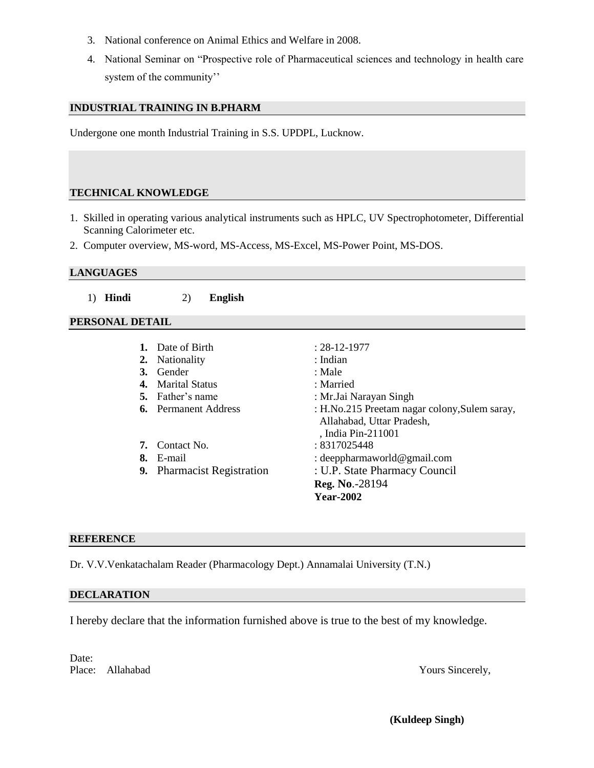3. National conference on Animal Ethics and Welfare in 2008.
4. National Seminar on "Prospective role of Pharmaceutical sciences and technology in health care system of the community''

## INDUSTRIAL TRAINING IN B.PHARM

Undergone one month Industrial Training in S.S. UPDPL, Lucknow.

## TECHNICAL KNOWLEDGE

1. Skilled in operating various analytical instruments such as HPLC, UV Spectrophotometer, Differential Scanning Calorimeter etc.
2. Computer overview, MS-word, MS-Access, MS-Excel, MS-Power Point, MS-DOS.

## LANGUAGES

1) **Hindi** 2) **English**

## PERSONAL DETAIL

| | |
|---|---|
| **1.** Date of Birth | : 28-12-1977 |
| **2.** Nationality | : Indian |
| **3.** Gender | : Male |
| **4.** Marital Status | : Married |
| **5.** Father's name | : Mr.Jai Narayan Singh |
| **6.** Permanent Address | : H.No.215 Preetam nagar colony,Sulem saray, Allahabad, Uttar Pradesh, , India Pin-211001 |
| **7.** Contact No. | : 8317025448 |
| **8.** E-mail | : deeppharmaworld@gmail.com |
| **9.** Pharmacist Registration | : U.P. State Pharmacy Council **Reg. No**.-28194 **Year-2002** |

## REFERENCE

Dr. V.V.Venkatachalam Reader (Pharmacology Dept.) Annamalai University (T.N.)

## DECLARATION

I hereby declare that the information furnished above is true to the best of my knowledge.

Date:

Place: Allahabad

Yours Sincerely,

**(Kuldeep Singh)**